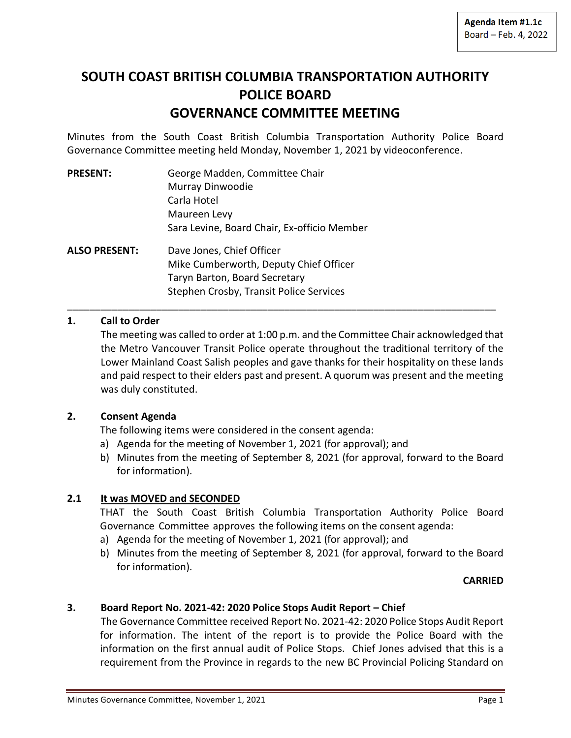**Agenda Item #1.1c**
Board – Feb. 4, 2022

# SOUTH COAST BRITISH COLUMBIA TRANSPORTATION AUTHORITY POLICE BOARD GOVERNANCE COMMITTEE MEETING

Minutes from the South Coast British Columbia Transportation Authority Police Board Governance Committee meeting held Monday, November 1, 2021 by videoconference.

**PRESENT:**
George Madden, Committee Chair
Murray Dinwoodie
Carla Hotel
Maureen Levy
Sara Levine, Board Chair, Ex-officio Member

**ALSO PRESENT:**
Dave Jones, Chief Officer
Mike Cumberworth, Deputy Chief Officer
Taryn Barton, Board Secretary
Stephen Crosby, Transit Police Services

---

## 1. Call to Order

The meeting was called to order at 1:00 p.m. and the Committee Chair acknowledged that the Metro Vancouver Transit Police operate throughout the traditional territory of the Lower Mainland Coast Salish peoples and gave thanks for their hospitality on these lands and paid respect to their elders past and present. A quorum was present and the meeting was duly constituted.

## 2. Consent Agenda

The following items were considered in the consent agenda:

a) Agenda for the meeting of November 1, 2021 (for approval); and
b) Minutes from the meeting of September 8, 2021 (for approval, forward to the Board for information).

### 2.1 <u>It was MOVED and SECONDED</u>

THAT the South Coast British Columbia Transportation Authority Police Board Governance Committee approves the following items on the consent agenda:

a) Agenda for the meeting of November 1, 2021 (for approval); and
b) Minutes from the meeting of September 8, 2021 (for approval, forward to the Board for information).

**CARRIED**

## 3. Board Report No. 2021-42: 2020 Police Stops Audit Report – Chief

The Governance Committee received Report No. 2021-42: 2020 Police Stops Audit Report for information. The intent of the report is to provide the Police Board with the information on the first annual audit of Police Stops. Chief Jones advised that this is a requirement from the Province in regards to the new BC Provincial Policing Standard on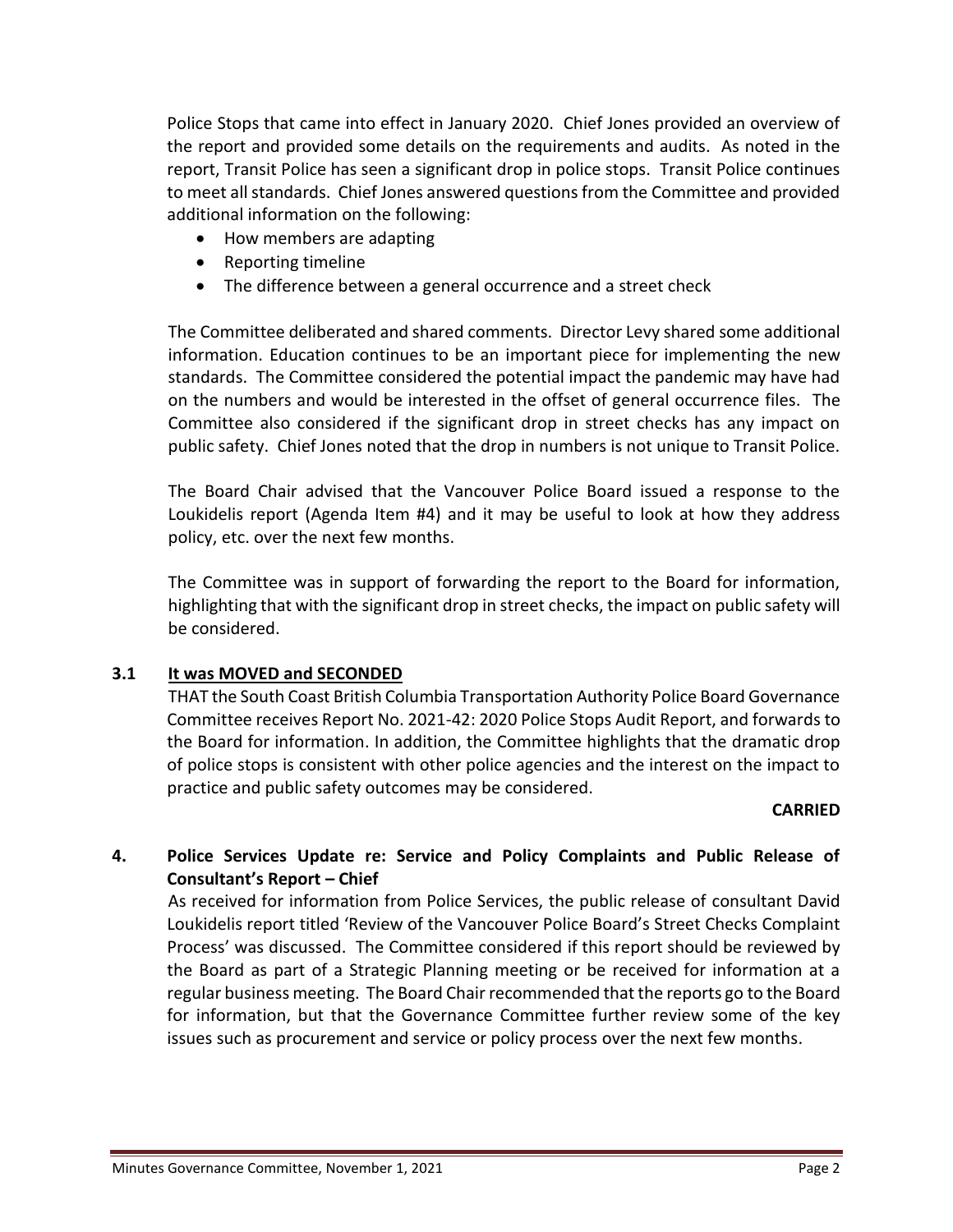Police Stops that came into effect in January 2020. Chief Jones provided an overview of the report and provided some details on the requirements and audits. As noted in the report, Transit Police has seen a significant drop in police stops. Transit Police continues to meet all standards. Chief Jones answered questions from the Committee and provided additional information on the following:

- How members are adapting
- Reporting timeline
- The difference between a general occurrence and a street check

The Committee deliberated and shared comments. Director Levy shared some additional information. Education continues to be an important piece for implementing the new standards. The Committee considered the potential impact the pandemic may have had on the numbers and would be interested in the offset of general occurrence files. The Committee also considered if the significant drop in street checks has any impact on public safety. Chief Jones noted that the drop in numbers is not unique to Transit Police.

The Board Chair advised that the Vancouver Police Board issued a response to the Loukidelis report (Agenda Item #4) and it may be useful to look at how they address policy, etc. over the next few months.

The Committee was in support of forwarding the report to the Board for information, highlighting that with the significant drop in street checks, the impact on public safety will be considered.

**3.1 It was MOVED and SECONDED**

THAT the South Coast British Columbia Transportation Authority Police Board Governance Committee receives Report No. 2021-42: 2020 Police Stops Audit Report, and forwards to the Board for information. In addition, the Committee highlights that the dramatic drop of police stops is consistent with other police agencies and the interest on the impact to practice and public safety outcomes may be considered.

**CARRIED**

**4. Police Services Update re: Service and Policy Complaints and Public Release of Consultant's Report – Chief**

As received for information from Police Services, the public release of consultant David Loukidelis report titled 'Review of the Vancouver Police Board's Street Checks Complaint Process' was discussed. The Committee considered if this report should be reviewed by the Board as part of a Strategic Planning meeting or be received for information at a regular business meeting. The Board Chair recommended that the reports go to the Board for information, but that the Governance Committee further review some of the key issues such as procurement and service or policy process over the next few months.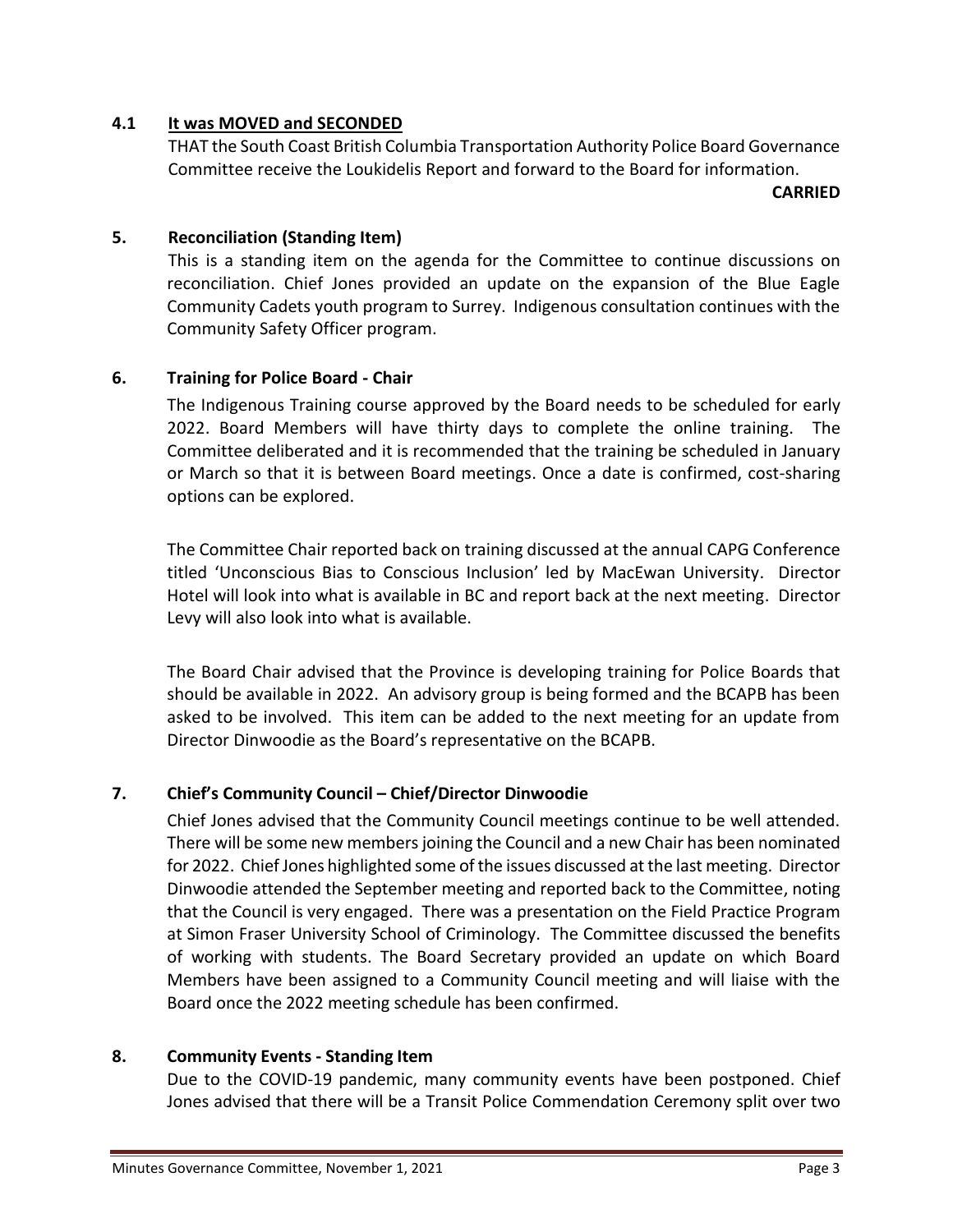**4.1 It was MOVED and SECONDED**

THAT the South Coast British Columbia Transportation Authority Police Board Governance Committee receive the Loukidelis Report and forward to the Board for information.

**CARRIED**

## 5. Reconciliation (Standing Item)

This is a standing item on the agenda for the Committee to continue discussions on reconciliation. Chief Jones provided an update on the expansion of the Blue Eagle Community Cadets youth program to Surrey. Indigenous consultation continues with the Community Safety Officer program.

## 6. Training for Police Board - Chair

The Indigenous Training course approved by the Board needs to be scheduled for early 2022. Board Members will have thirty days to complete the online training. The Committee deliberated and it is recommended that the training be scheduled in January or March so that it is between Board meetings. Once a date is confirmed, cost-sharing options can be explored.

The Committee Chair reported back on training discussed at the annual CAPG Conference titled 'Unconscious Bias to Conscious Inclusion' led by MacEwan University. Director Hotel will look into what is available in BC and report back at the next meeting. Director Levy will also look into what is available.

The Board Chair advised that the Province is developing training for Police Boards that should be available in 2022. An advisory group is being formed and the BCAPB has been asked to be involved. This item can be added to the next meeting for an update from Director Dinwoodie as the Board's representative on the BCAPB.

## 7. Chief's Community Council – Chief/Director Dinwoodie

Chief Jones advised that the Community Council meetings continue to be well attended. There will be some new members joining the Council and a new Chair has been nominated for 2022. Chief Jones highlighted some of the issues discussed at the last meeting. Director Dinwoodie attended the September meeting and reported back to the Committee, noting that the Council is very engaged. There was a presentation on the Field Practice Program at Simon Fraser University School of Criminology. The Committee discussed the benefits of working with students. The Board Secretary provided an update on which Board Members have been assigned to a Community Council meeting and will liaise with the Board once the 2022 meeting schedule has been confirmed.

## 8. Community Events - Standing Item

Due to the COVID-19 pandemic, many community events have been postponed. Chief Jones advised that there will be a Transit Police Commendation Ceremony split over two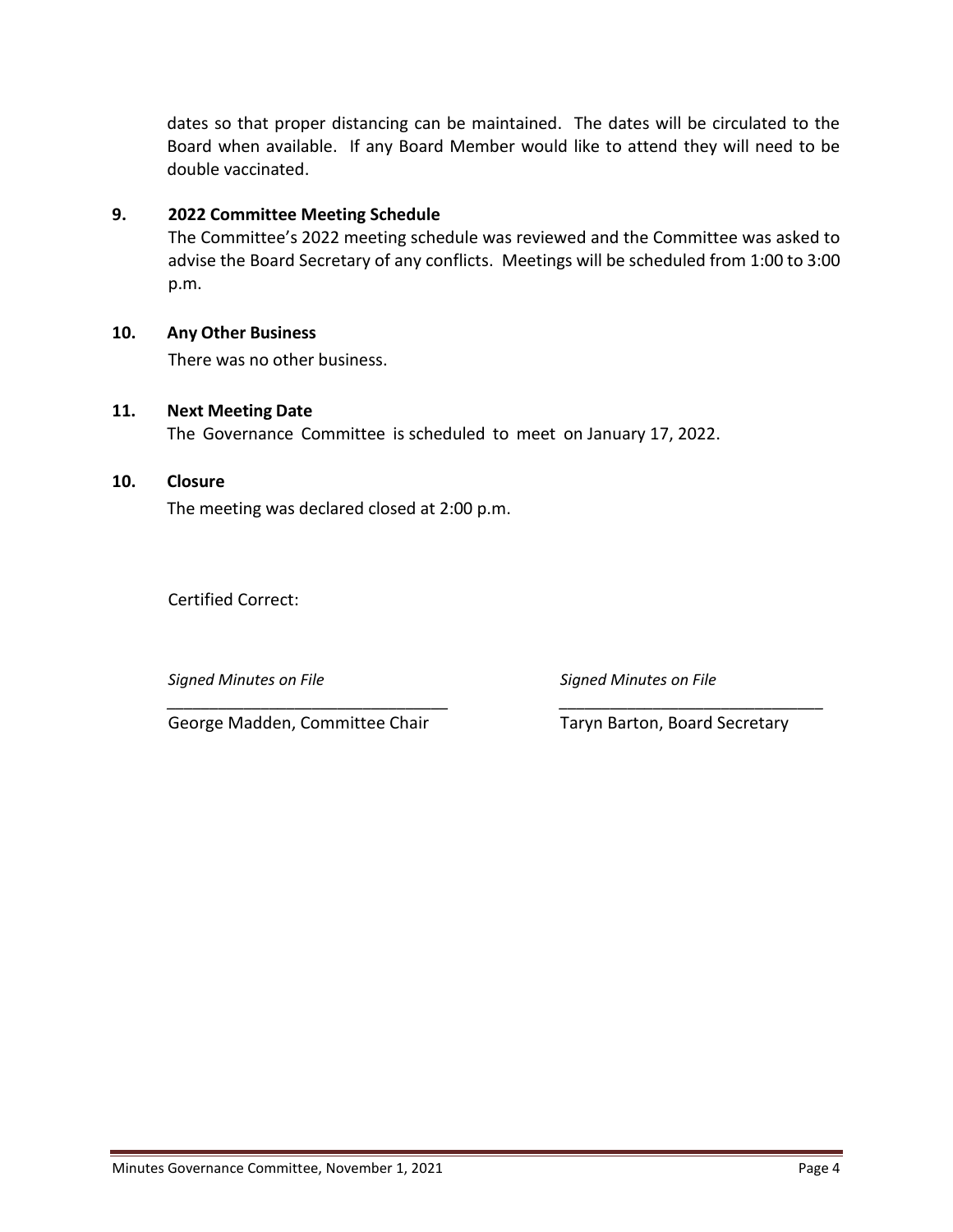dates so that proper distancing can be maintained. The dates will be circulated to the Board when available. If any Board Member would like to attend they will need to be double vaccinated.

**9. 2022 Committee Meeting Schedule**

The Committee's 2022 meeting schedule was reviewed and the Committee was asked to advise the Board Secretary of any conflicts. Meetings will be scheduled from 1:00 to 3:00 p.m.

**10. Any Other Business**

There was no other business.

**11. Next Meeting Date**

The Governance Committee is scheduled to meet on January 17, 2022.

**10. Closure**

The meeting was declared closed at 2:00 p.m.

Certified Correct:

*Signed Minutes on File*
_______________________________
George Madden, Committee Chair

*Signed Minutes on File*
_______________________________
Taryn Barton, Board Secretary